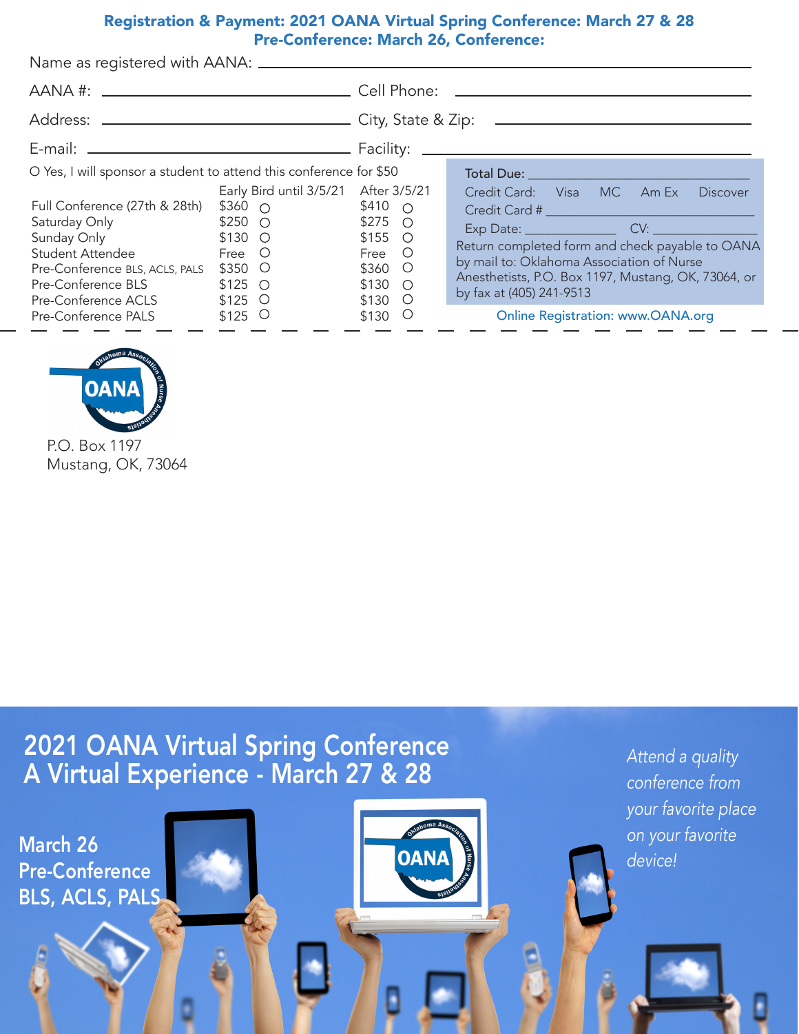**Registration & Payment: 2021 OANA Virtual Spring Conference: March 27 & 28**
**Pre-Conference: March 26, Conference:**

Name as registered with AANA: ______________________________

AANA #: ______________________ Cell Phone: ______________________

Address: ______________________ City, State & Zip: ______________________

E-mail: ______________________ Facility: ______________________

O Yes, I will sponsor a student to attend this conference for $50

| | Early Bird until 3/5/21 | After 3/5/21 |
|---|---|---|
| Full Conference (27th & 28th) | $360 ○ | $410 ○ |
| Saturday Only | $250 ○ | $275 ○ |
| Sunday Only | $130 ○ | $155 ○ |
| Student Attendee | Free ○ | Free ○ |
| Pre-Conference BLS, ACLS, PALS | $350 ○ | $360 ○ |
| Pre-Conference BLS | $125 ○ | $130 ○ |
| Pre-Conference ACLS | $125 ○ | $130 ○ |
| Pre-Conference PALS | $125 ○ | $130 ○ |

Total Due: ______________________

Credit Card: Visa MC Am Ex Discover

Credit Card # ______________________

Exp Date: ____________ CV: ____________

Return completed form and check payable to OANA by mail to: Oklahoma Association of Nurse Anesthetists, P.O. Box 1197, Mustang, OK, 73064, or by fax at (405) 241-9513

Online Registration: www.OANA.org

P.O. Box 1197
Mustang, OK, 73064

# 2021 OANA Virtual Spring Conference
# A Virtual Experience - March 27 & 28

**March 26 Pre-Conference BLS, ACLS, PALS**

*Attend a quality conference from your favorite place on your favorite device!*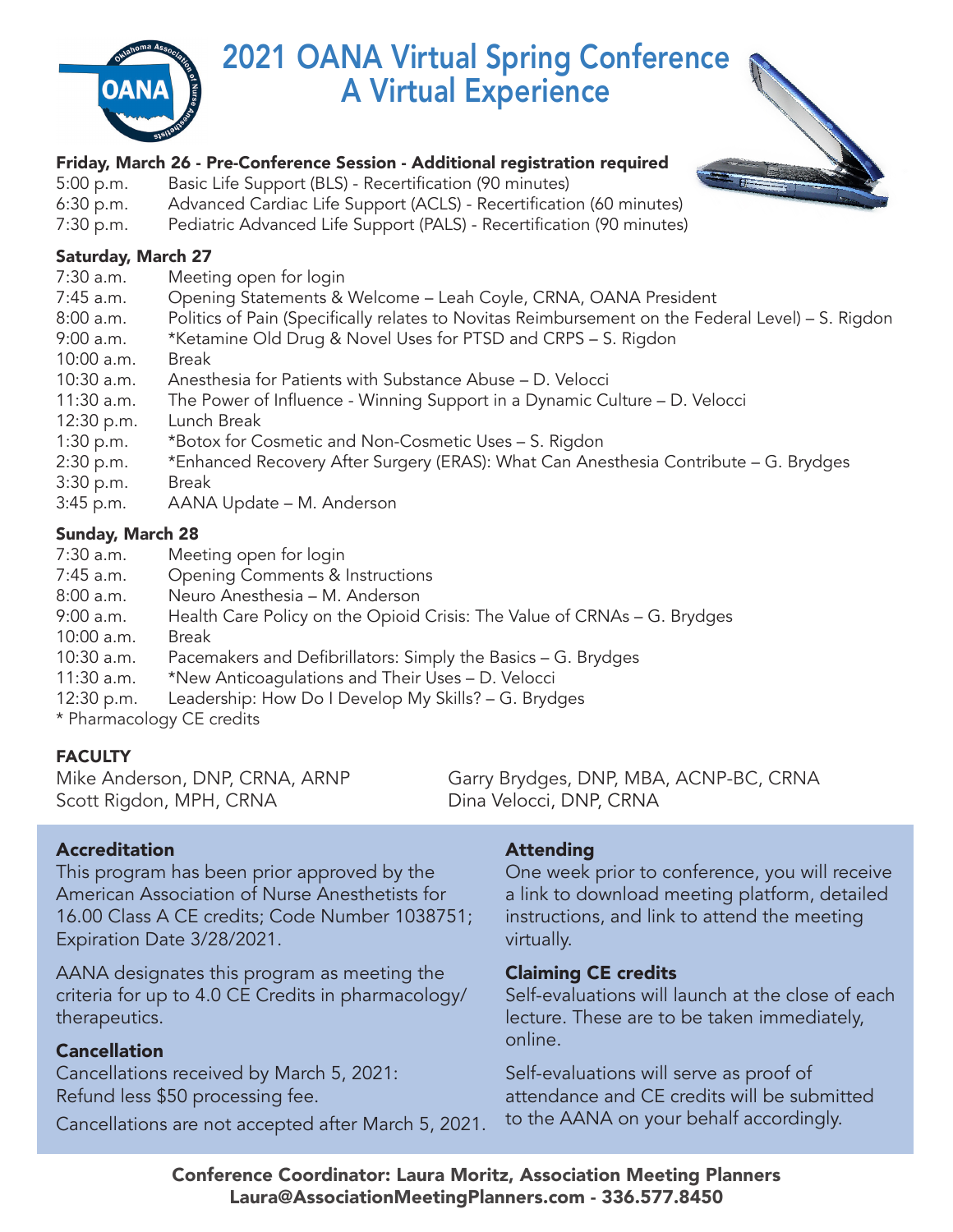# 2021 OANA Virtual Spring Conference
## A Virtual Experience

**Friday, March 26 - Pre-Conference Session - Additional registration required**

| | |
|---|---|
| 5:00 p.m. | Basic Life Support (BLS) - Recertification (90 minutes) |
| 6:30 p.m. | Advanced Cardiac Life Support (ACLS) - Recertification (60 minutes) |
| 7:30 p.m. | Pediatric Advanced Life Support (PALS) - Recertification (90 minutes) |

**Saturday, March 27**

| | |
|---|---|
| 7:30 a.m. | Meeting open for login |
| 7:45 a.m. | Opening Statements & Welcome – Leah Coyle, CRNA, OANA President |
| 8:00 a.m. | Politics of Pain (Specifically relates to Novitas Reimbursement on the Federal Level) – S. Rigdon |
| 9:00 a.m. | *Ketamine Old Drug & Novel Uses for PTSD and CRPS – S. Rigdon |
| 10:00 a.m. | Break |
| 10:30 a.m. | Anesthesia for Patients with Substance Abuse – D. Velocci |
| 11:30 a.m. | The Power of Influence - Winning Support in a Dynamic Culture – D. Velocci |
| 12:30 p.m. | Lunch Break |
| 1:30 p.m. | *Botox for Cosmetic and Non-Cosmetic Uses – S. Rigdon |
| 2:30 p.m. | *Enhanced Recovery After Surgery (ERAS): What Can Anesthesia Contribute – G. Brydges |
| 3:30 p.m. | Break |
| 3:45 p.m. | AANA Update – M. Anderson |

**Sunday, March 28**

| | |
|---|---|
| 7:30 a.m. | Meeting open for login |
| 7:45 a.m. | Opening Comments & Instructions |
| 8:00 a.m. | Neuro Anesthesia – M. Anderson |
| 9:00 a.m. | Health Care Policy on the Opioid Crisis: The Value of CRNAs – G. Brydges |
| 10:00 a.m. | Break |
| 10:30 a.m. | Pacemakers and Defibrillators: Simply the Basics – G. Brydges |
| 11:30 a.m. | *New Anticoagulations and Their Uses – D. Velocci |
| 12:30 p.m. | Leadership: How Do I Develop My Skills? – G. Brydges |

* Pharmacology CE credits

**FACULTY**

Mike Anderson, DNP, CRNA, ARNP
Scott Rigdon, MPH, CRNA
Garry Brydges, DNP, MBA, ACNP-BC, CRNA
Dina Velocci, DNP, CRNA

**Accreditation**

This program has been prior approved by the American Association of Nurse Anesthetists for 16.00 Class A CE credits; Code Number 1038751; Expiration Date 3/28/2021.

AANA designates this program as meeting the criteria for up to 4.0 CE Credits in pharmacology/ therapeutics.

**Cancellation**

Cancellations received by March 5, 2021: Refund less $50 processing fee.

Cancellations are not accepted after March 5, 2021.

**Attending**

One week prior to conference, you will receive a link to download meeting platform, detailed instructions, and link to attend the meeting virtually.

**Claiming CE credits**

Self-evaluations will launch at the close of each lecture. These are to be taken immediately, online.

Self-evaluations will serve as proof of attendance and CE credits will be submitted to the AANA on your behalf accordingly.

**Conference Coordinator: Laura Moritz, Association Meeting Planners**
**Laura@AssociationMeetingPlanners.com - 336.577.8450**